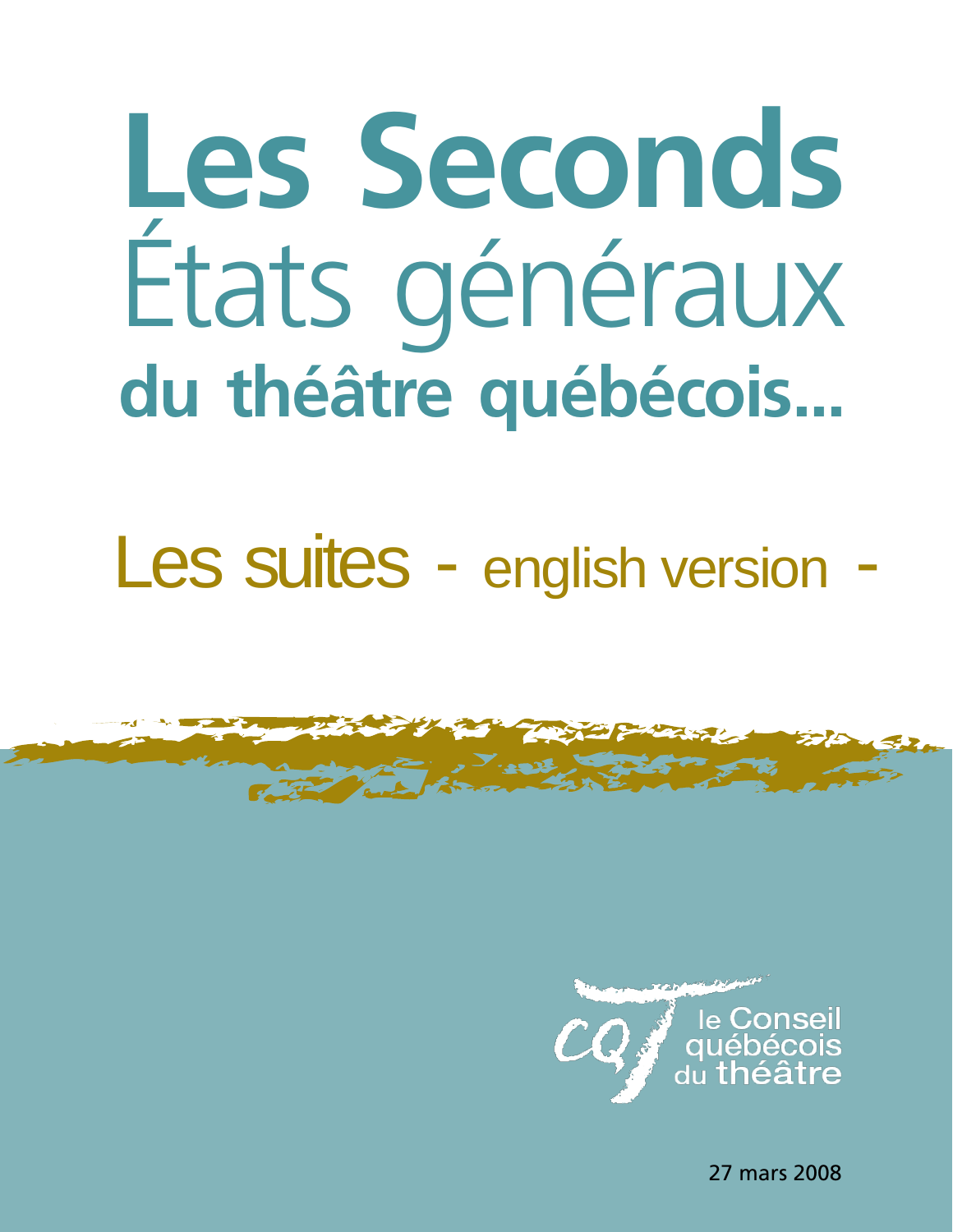# Les Seconds États généraux du théâtre québécois...

## Les suites - english version -

le Conseil québécois du théâtre

27 mars 2008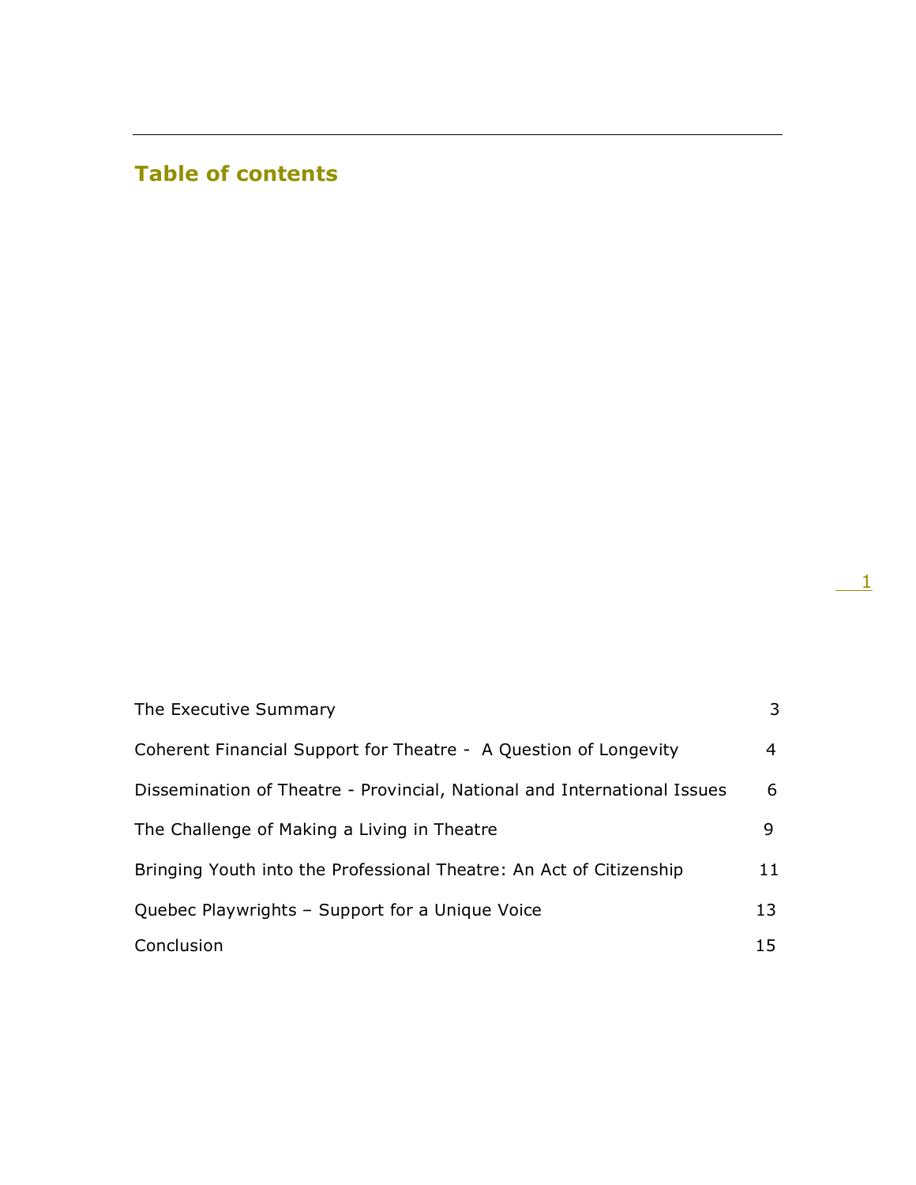## Table of contents

| | |
|---|---|
| The Executive Summary | 3 |
| Coherent Financial Support for Theatre - A Question of Longevity | 4 |
| Dissemination of Theatre - Provincial, National and International Issues | 6 |
| The Challenge of Making a Living in Theatre | 9 |
| Bringing Youth into the Professional Theatre: An Act of Citizenship | 11 |
| Quebec Playwrights – Support for a Unique Voice | 13 |
| Conclusion | 15 |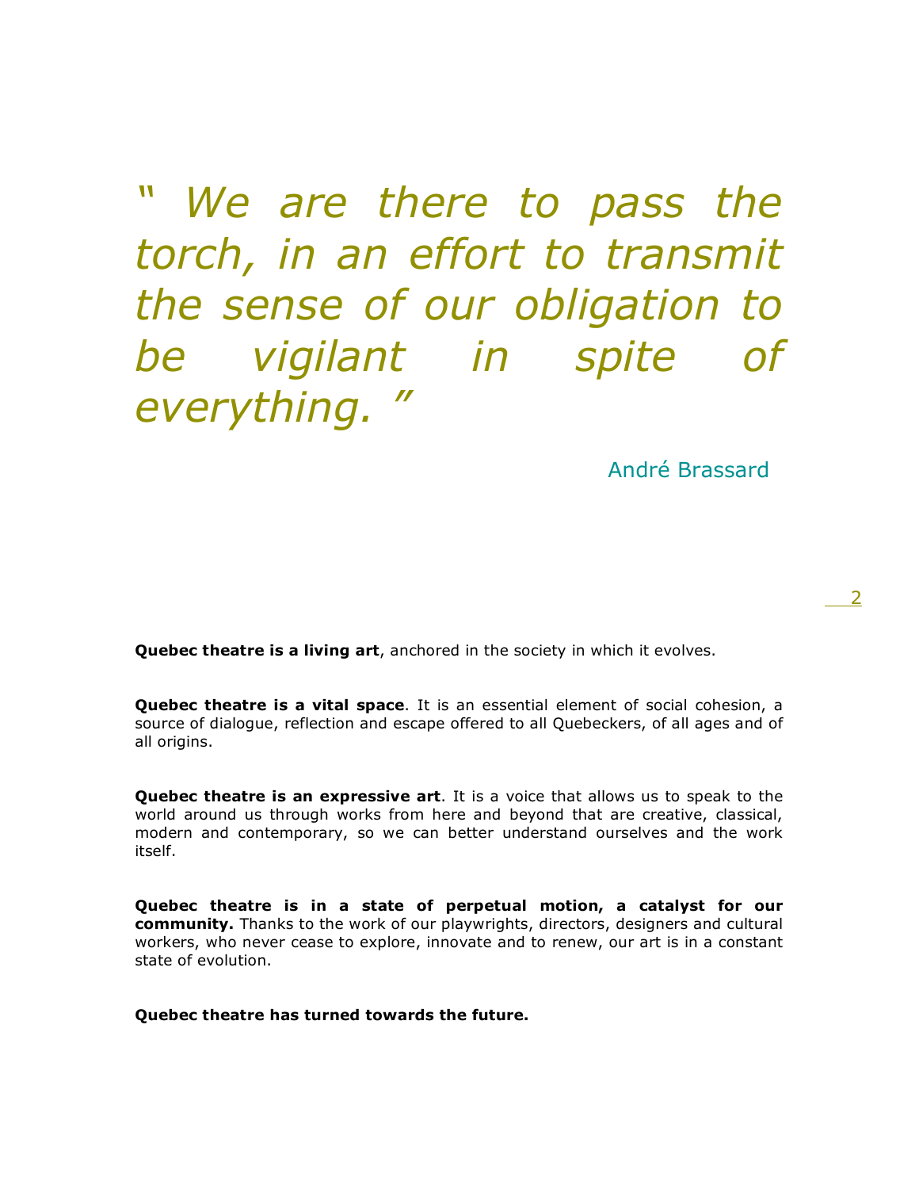*" We are there to pass the torch, in an effort to transmit the sense of our obligation to be vigilant in spite of everything. "*

André Brassard

**Quebec theatre is a living art**, anchored in the society in which it evolves.

**Quebec theatre is a vital space**. It is an essential element of social cohesion, a source of dialogue, reflection and escape offered to all Quebeckers, of all ages and of all origins.

**Quebec theatre is an expressive art**. It is a voice that allows us to speak to the world around us through works from here and beyond that are creative, classical, modern and contemporary, so we can better understand ourselves and the work itself.

**Quebec theatre is in a state of perpetual motion, a catalyst for our community.** Thanks to the work of our playwrights, directors, designers and cultural workers, who never cease to explore, innovate and to renew, our art is in a constant state of evolution.

**Quebec theatre has turned towards the future.**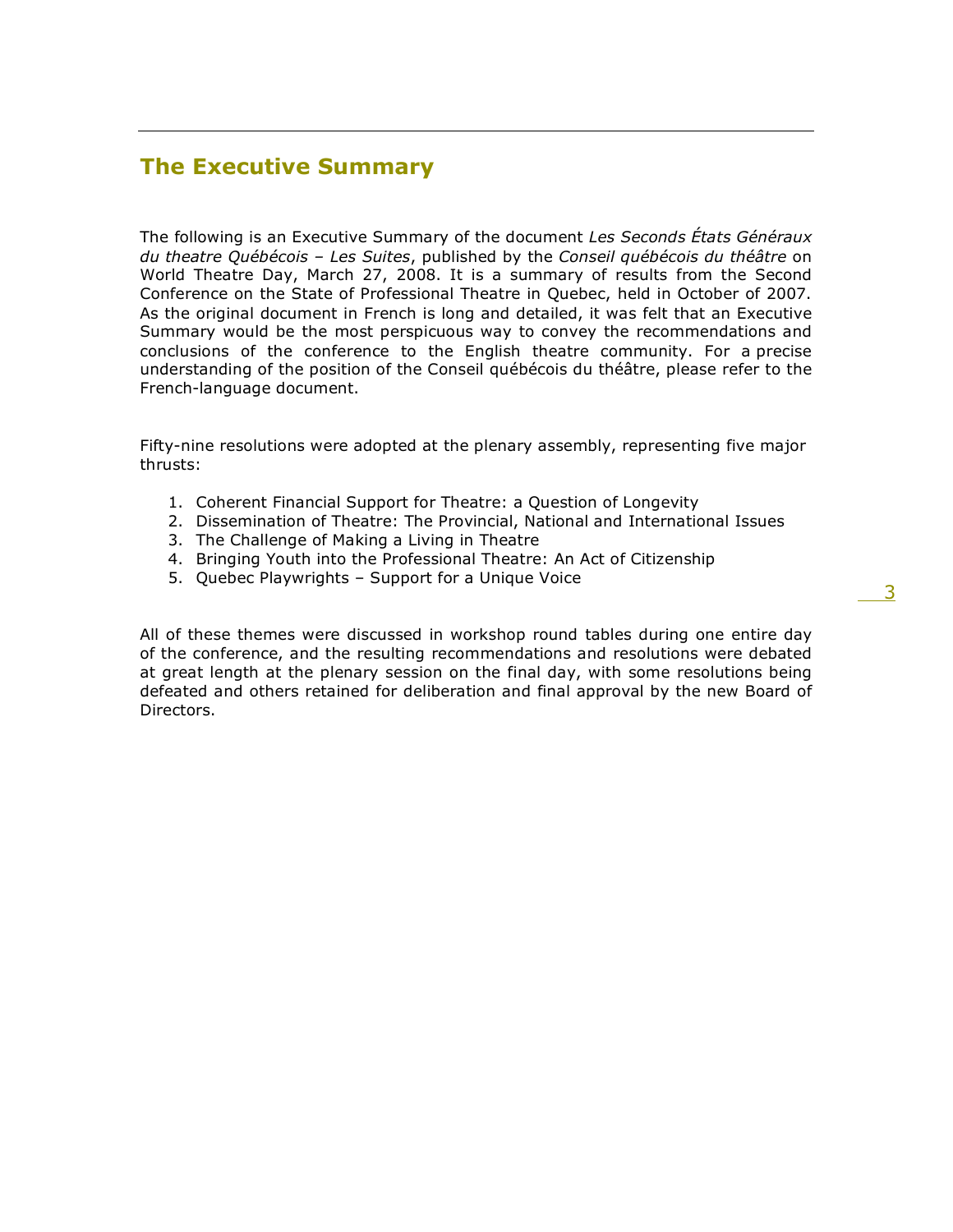## The Executive Summary

The following is an Executive Summary of the document *Les Seconds États Généraux du theatre Québécois – Les Suites*, published by the *Conseil québécois du théâtre* on World Theatre Day, March 27, 2008. It is a summary of results from the Second Conference on the State of Professional Theatre in Quebec, held in October of 2007. As the original document in French is long and detailed, it was felt that an Executive Summary would be the most perspicuous way to convey the recommendations and conclusions of the conference to the English theatre community. For a precise understanding of the position of the Conseil québécois du théâtre, please refer to the French-language document.

Fifty-nine resolutions were adopted at the plenary assembly, representing five major thrusts:

1. Coherent Financial Support for Theatre: a Question of Longevity
2. Dissemination of Theatre: The Provincial, National and International Issues
3. The Challenge of Making a Living in Theatre
4. Bringing Youth into the Professional Theatre: An Act of Citizenship
5. Quebec Playwrights – Support for a Unique Voice

All of these themes were discussed in workshop round tables during one entire day of the conference, and the resulting recommendations and resolutions were debated at great length at the plenary session on the final day, with some resolutions being defeated and others retained for deliberation and final approval by the new Board of Directors.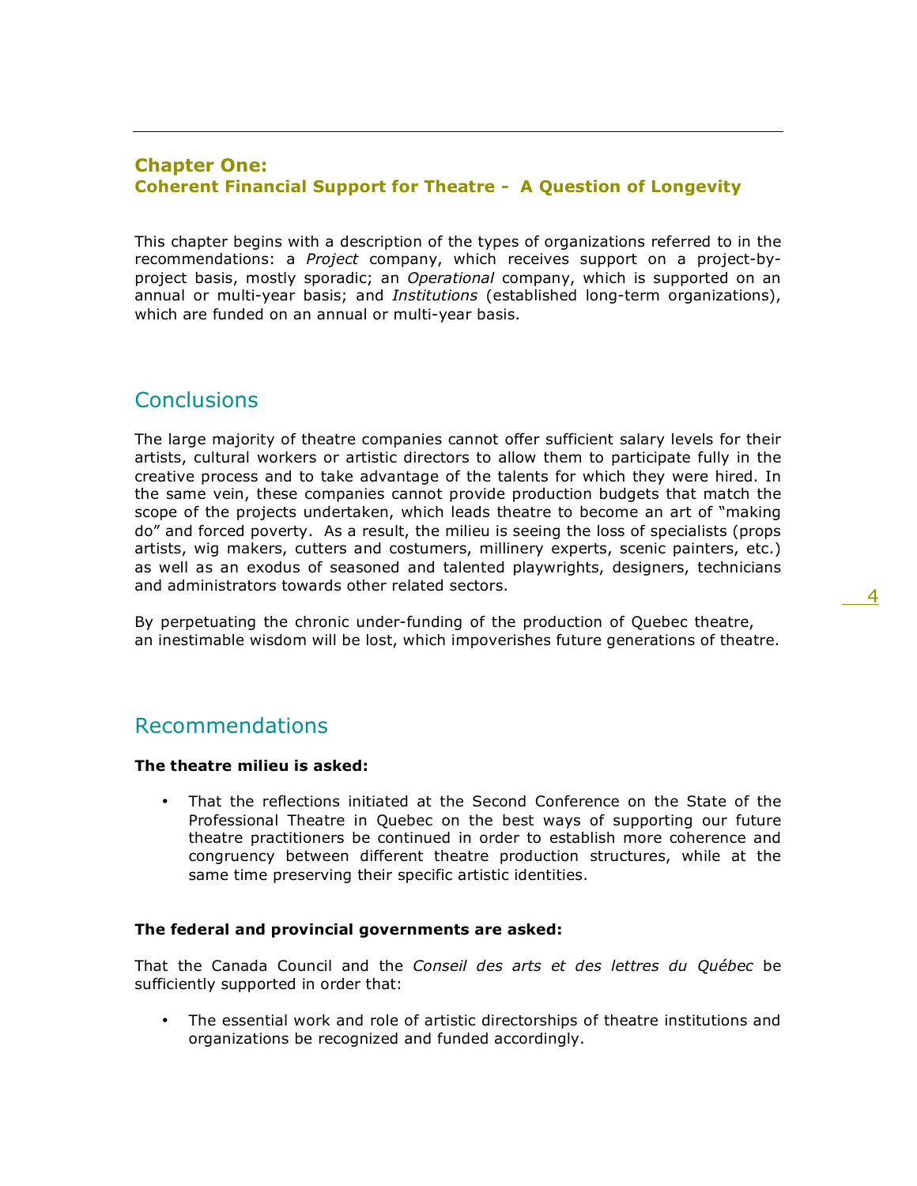## Chapter One:
## Coherent Financial Support for Theatre - A Question of Longevity

This chapter begins with a description of the types of organizations referred to in the recommendations: a *Project* company, which receives support on a project-by-project basis, mostly sporadic; an *Operational* company, which is supported on an annual or multi-year basis; and *Institutions* (established long-term organizations), which are funded on an annual or multi-year basis.

## Conclusions

The large majority of theatre companies cannot offer sufficient salary levels for their artists, cultural workers or artistic directors to allow them to participate fully in the creative process and to take advantage of the talents for which they were hired. In the same vein, these companies cannot provide production budgets that match the scope of the projects undertaken, which leads theatre to become an art of "making do" and forced poverty. As a result, the milieu is seeing the loss of specialists (props artists, wig makers, cutters and costumers, millinery experts, scenic painters, etc.) as well as an exodus of seasoned and talented playwrights, designers, technicians and administrators towards other related sectors.

By perpetuating the chronic under-funding of the production of Quebec theatre, an inestimable wisdom will be lost, which impoverishes future generations of theatre.

## Recommendations

**The theatre milieu is asked:**

- That the reflections initiated at the Second Conference on the State of the Professional Theatre in Quebec on the best ways of supporting our future theatre practitioners be continued in order to establish more coherence and congruency between different theatre production structures, while at the same time preserving their specific artistic identities.

**The federal and provincial governments are asked:**

That the Canada Council and the *Conseil des arts et des lettres du Québec* be sufficiently supported in order that:

- The essential work and role of artistic directorships of theatre institutions and organizations be recognized and funded accordingly.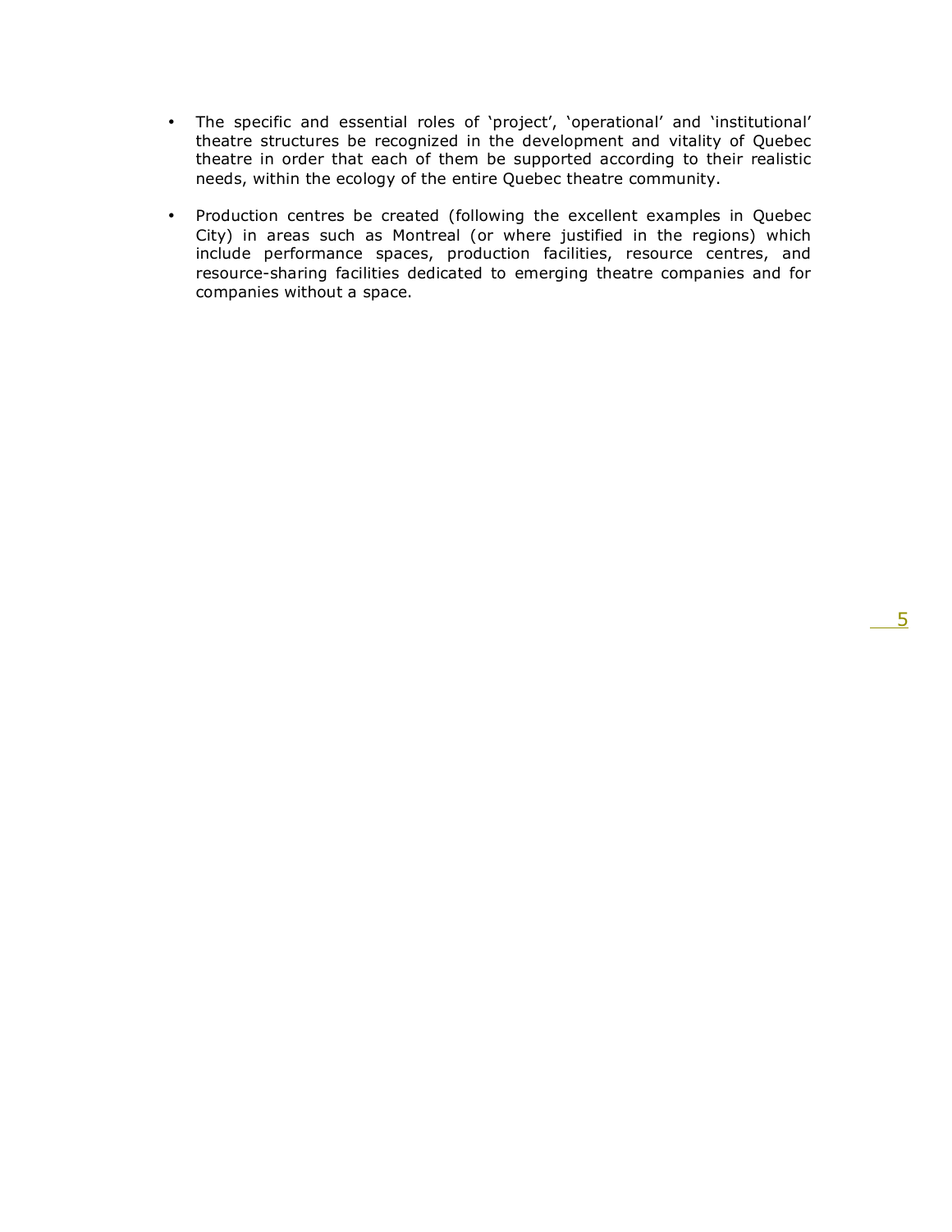- The specific and essential roles of 'project', 'operational' and 'institutional' theatre structures be recognized in the development and vitality of Quebec theatre in order that each of them be supported according to their realistic needs, within the ecology of the entire Quebec theatre community.

- Production centres be created (following the excellent examples in Quebec City) in areas such as Montreal (or where justified in the regions) which include performance spaces, production facilities, resource centres, and resource-sharing facilities dedicated to emerging theatre companies and for companies without a space.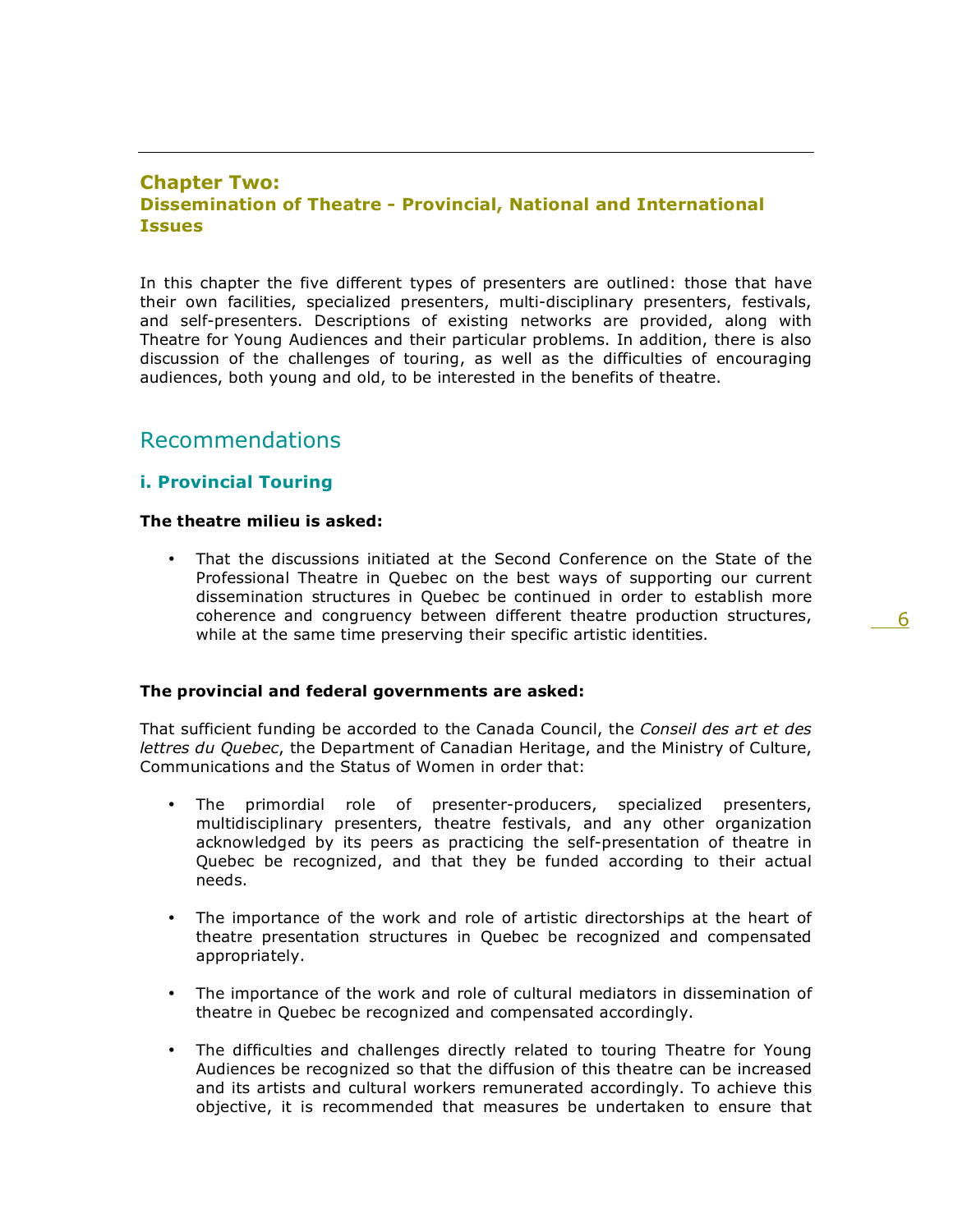## Chapter Two: Dissemination of Theatre - Provincial, National and International Issues

In this chapter the five different types of presenters are outlined: those that have their own facilities, specialized presenters, multi-disciplinary presenters, festivals, and self-presenters. Descriptions of existing networks are provided, along with Theatre for Young Audiences and their particular problems. In addition, there is also discussion of the challenges of touring, as well as the difficulties of encouraging audiences, both young and old, to be interested in the benefits of theatre.

## Recommendations

### i. Provincial Touring

**The theatre milieu is asked:**

- That the discussions initiated at the Second Conference on the State of the Professional Theatre in Quebec on the best ways of supporting our current dissemination structures in Quebec be continued in order to establish more coherence and congruency between different theatre production structures, while at the same time preserving their specific artistic identities.

**The provincial and federal governments are asked:**

That sufficient funding be accorded to the Canada Council, the *Conseil des art et des lettres du Quebec*, the Department of Canadian Heritage, and the Ministry of Culture, Communications and the Status of Women in order that:

- The primordial role of presenter-producers, specialized presenters, multidisciplinary presenters, theatre festivals, and any other organization acknowledged by its peers as practicing the self-presentation of theatre in Quebec be recognized, and that they be funded according to their actual needs.

- The importance of the work and role of artistic directorships at the heart of theatre presentation structures in Quebec be recognized and compensated appropriately.

- The importance of the work and role of cultural mediators in dissemination of theatre in Quebec be recognized and compensated accordingly.

- The difficulties and challenges directly related to touring Theatre for Young Audiences be recognized so that the diffusion of this theatre can be increased and its artists and cultural workers remunerated accordingly. To achieve this objective, it is recommended that measures be undertaken to ensure that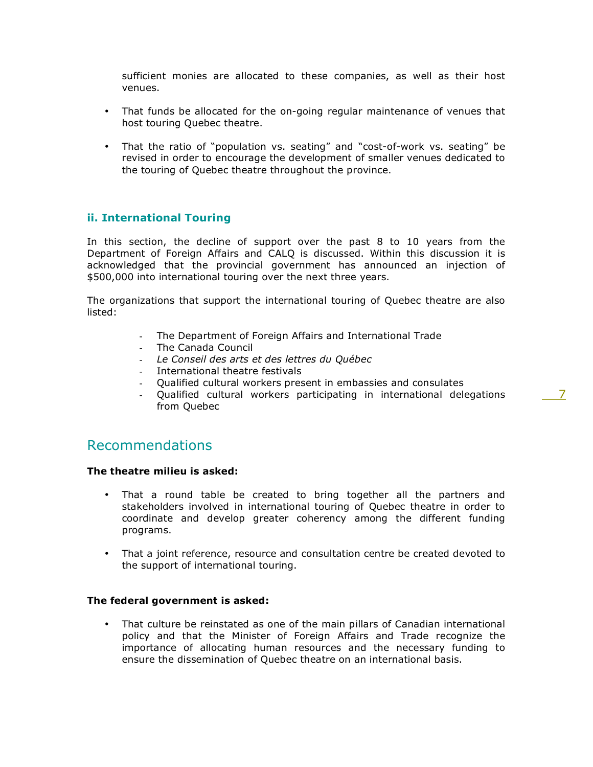sufficient monies are allocated to these companies, as well as their host venues.

- That funds be allocated for the on-going regular maintenance of venues that host touring Quebec theatre.

- That the ratio of "population vs. seating" and "cost-of-work vs. seating" be revised in order to encourage the development of smaller venues dedicated to the touring of Quebec theatre throughout the province.

### ii. International Touring

In this section, the decline of support over the past 8 to 10 years from the Department of Foreign Affairs and CALQ is discussed. Within this discussion it is acknowledged that the provincial government has announced an injection of $500,000 into international touring over the next three years.

The organizations that support the international touring of Quebec theatre are also listed:

- The Department of Foreign Affairs and International Trade
- The Canada Council
- *Le Conseil des arts et des lettres du Québec*
- International theatre festivals
- Qualified cultural workers present in embassies and consulates
- Qualified cultural workers participating in international delegations from Quebec

## Recommendations

**The theatre milieu is asked:**

- That a round table be created to bring together all the partners and stakeholders involved in international touring of Quebec theatre in order to coordinate and develop greater coherency among the different funding programs.

- That a joint reference, resource and consultation centre be created devoted to the support of international touring.

**The federal government is asked:**

- That culture be reinstated as one of the main pillars of Canadian international policy and that the Minister of Foreign Affairs and Trade recognize the importance of allocating human resources and the necessary funding to ensure the dissemination of Quebec theatre on an international basis.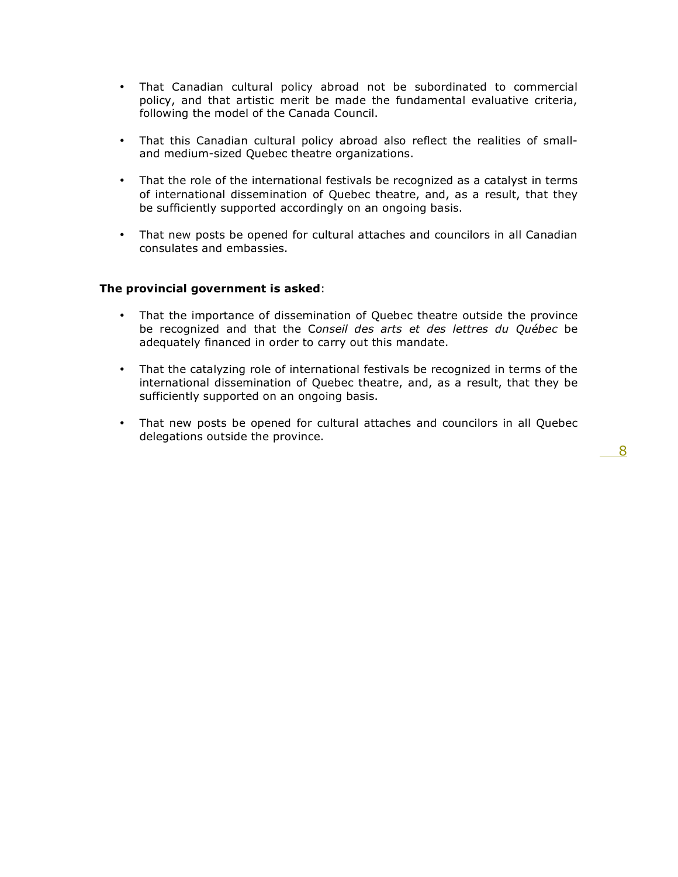- That Canadian cultural policy abroad not be subordinated to commercial policy, and that artistic merit be made the fundamental evaluative criteria, following the model of the Canada Council.

- That this Canadian cultural policy abroad also reflect the realities of small- and medium-sized Quebec theatre organizations.

- That the role of the international festivals be recognized as a catalyst in terms of international dissemination of Quebec theatre, and, as a result, that they be sufficiently supported accordingly on an ongoing basis.

- That new posts be opened for cultural attaches and councilors in all Canadian consulates and embassies.

**The provincial government is asked**:

- That the importance of dissemination of Quebec theatre outside the province be recognized and that the C*onseil des arts et des lettres du Québec* be adequately financed in order to carry out this mandate.

- That the catalyzing role of international festivals be recognized in terms of the international dissemination of Quebec theatre, and, as a result, that they be sufficiently supported on an ongoing basis.

- That new posts be opened for cultural attaches and councilors in all Quebec delegations outside the province.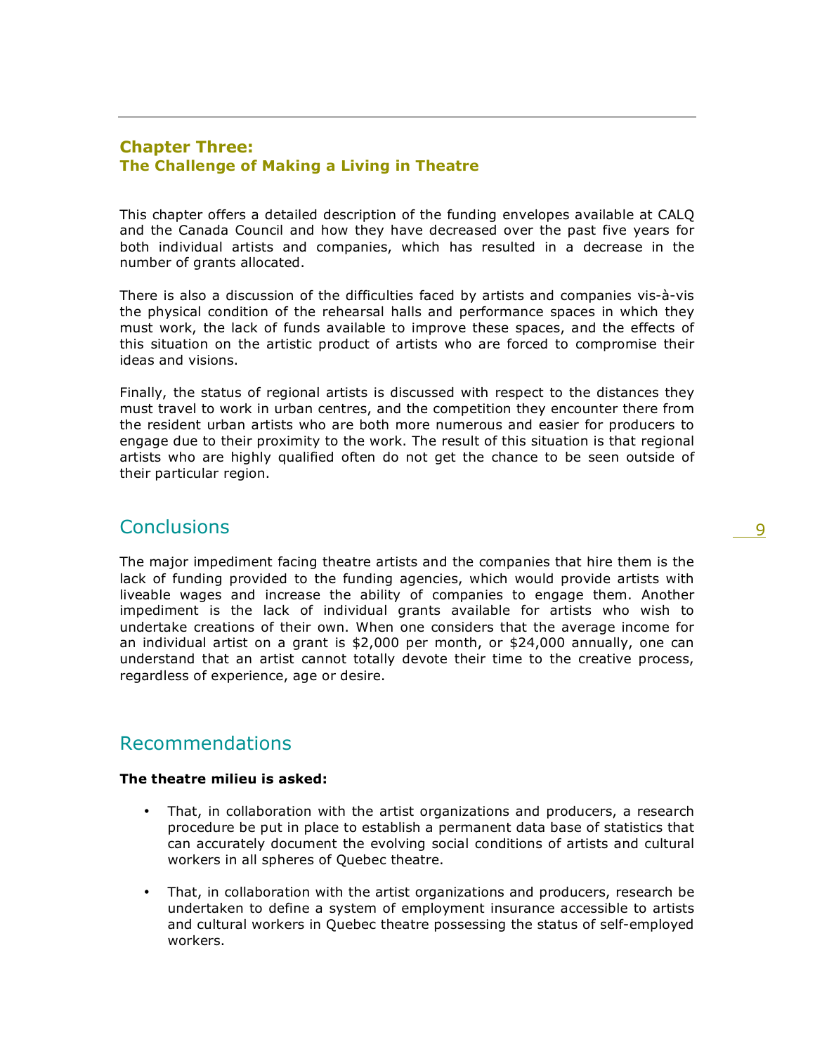## Chapter Three:
### The Challenge of Making a Living in Theatre

This chapter offers a detailed description of the funding envelopes available at CALQ and the Canada Council and how they have decreased over the past five years for both individual artists and companies, which has resulted in a decrease in the number of grants allocated.

There is also a discussion of the difficulties faced by artists and companies vis-à-vis the physical condition of the rehearsal halls and performance spaces in which they must work, the lack of funds available to improve these spaces, and the effects of this situation on the artistic product of artists who are forced to compromise their ideas and visions.

Finally, the status of regional artists is discussed with respect to the distances they must travel to work in urban centres, and the competition they encounter there from the resident urban artists who are both more numerous and easier for producers to engage due to their proximity to the work. The result of this situation is that regional artists who are highly qualified often do not get the chance to be seen outside of their particular region.

## Conclusions

The major impediment facing theatre artists and the companies that hire them is the lack of funding provided to the funding agencies, which would provide artists with liveable wages and increase the ability of companies to engage them. Another impediment is the lack of individual grants available for artists who wish to undertake creations of their own. When one considers that the average income for an individual artist on a grant is $2,000 per month, or $24,000 annually, one can understand that an artist cannot totally devote their time to the creative process, regardless of experience, age or desire.

## Recommendations

**The theatre milieu is asked:**

- That, in collaboration with the artist organizations and producers, a research procedure be put in place to establish a permanent data base of statistics that can accurately document the evolving social conditions of artists and cultural workers in all spheres of Quebec theatre.
- That, in collaboration with the artist organizations and producers, research be undertaken to define a system of employment insurance accessible to artists and cultural workers in Quebec theatre possessing the status of self-employed workers.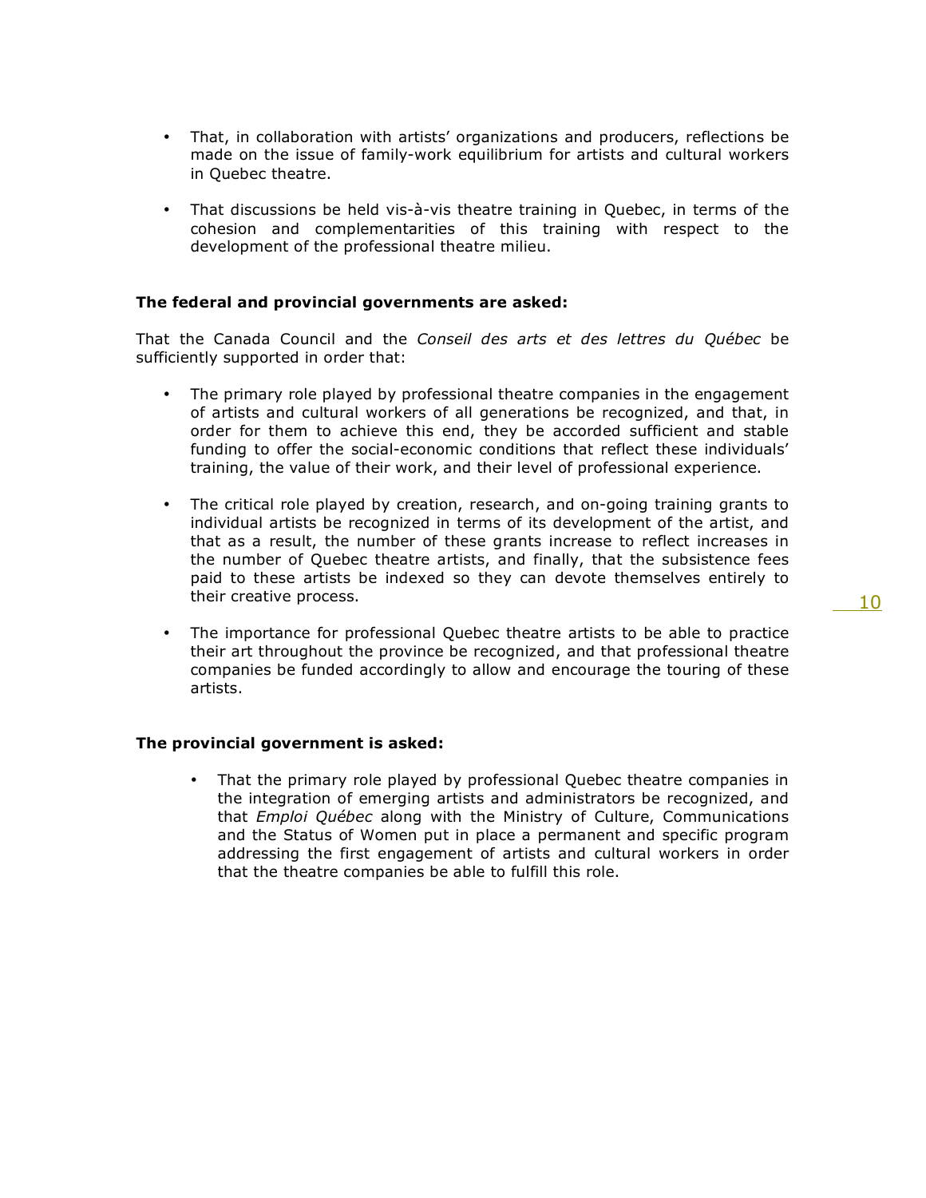- That, in collaboration with artists' organizations and producers, reflections be made on the issue of family-work equilibrium for artists and cultural workers in Quebec theatre.

- That discussions be held vis-à-vis theatre training in Quebec, in terms of the cohesion and complementarities of this training with respect to the development of the professional theatre milieu.

**The federal and provincial governments are asked:**

That the Canada Council and the *Conseil des arts et des lettres du Québec* be sufficiently supported in order that:

- The primary role played by professional theatre companies in the engagement of artists and cultural workers of all generations be recognized, and that, in order for them to achieve this end, they be accorded sufficient and stable funding to offer the social-economic conditions that reflect these individuals' training, the value of their work, and their level of professional experience.

- The critical role played by creation, research, and on-going training grants to individual artists be recognized in terms of its development of the artist, and that as a result, the number of these grants increase to reflect increases in the number of Quebec theatre artists, and finally, that the subsistence fees paid to these artists be indexed so they can devote themselves entirely to their creative process.

- The importance for professional Quebec theatre artists to be able to practice their art throughout the province be recognized, and that professional theatre companies be funded accordingly to allow and encourage the touring of these artists.

**The provincial government is asked:**

- That the primary role played by professional Quebec theatre companies in the integration of emerging artists and administrators be recognized, and that *Emploi Québec* along with the Ministry of Culture, Communications and the Status of Women put in place a permanent and specific program addressing the first engagement of artists and cultural workers in order that the theatre companies be able to fulfill this role.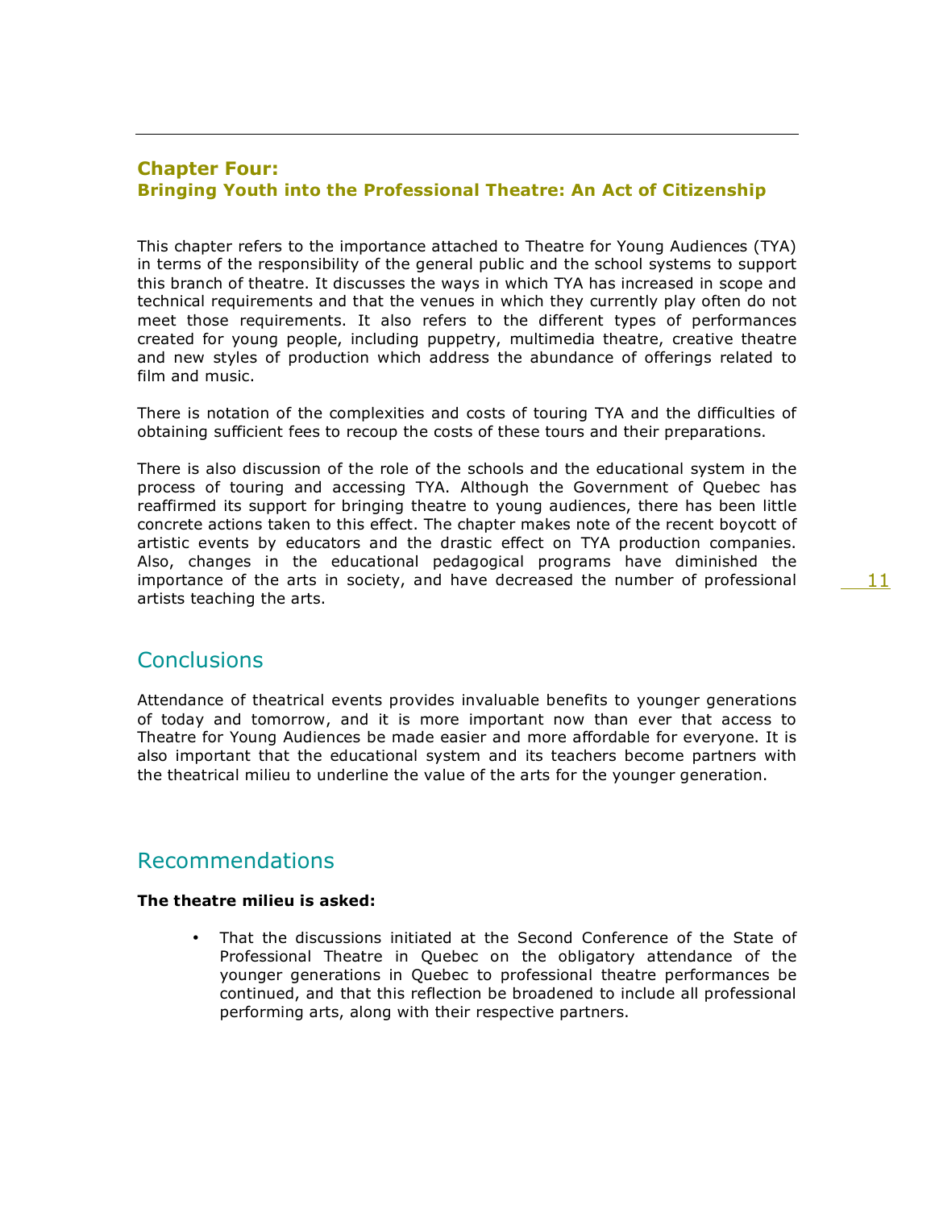## Chapter Four: Bringing Youth into the Professional Theatre: An Act of Citizenship

This chapter refers to the importance attached to Theatre for Young Audiences (TYA) in terms of the responsibility of the general public and the school systems to support this branch of theatre. It discusses the ways in which TYA has increased in scope and technical requirements and that the venues in which they currently play often do not meet those requirements. It also refers to the different types of performances created for young people, including puppetry, multimedia theatre, creative theatre and new styles of production which address the abundance of offerings related to film and music.

There is notation of the complexities and costs of touring TYA and the difficulties of obtaining sufficient fees to recoup the costs of these tours and their preparations.

There is also discussion of the role of the schools and the educational system in the process of touring and accessing TYA. Although the Government of Quebec has reaffirmed its support for bringing theatre to young audiences, there has been little concrete actions taken to this effect. The chapter makes note of the recent boycott of artistic events by educators and the drastic effect on TYA production companies. Also, changes in the educational pedagogical programs have diminished the importance of the arts in society, and have decreased the number of professional artists teaching the arts.

## Conclusions

Attendance of theatrical events provides invaluable benefits to younger generations of today and tomorrow, and it is more important now than ever that access to Theatre for Young Audiences be made easier and more affordable for everyone. It is also important that the educational system and its teachers become partners with the theatrical milieu to underline the value of the arts for the younger generation.

## Recommendations

**The theatre milieu is asked:**

- That the discussions initiated at the Second Conference of the State of Professional Theatre in Quebec on the obligatory attendance of the younger generations in Quebec to professional theatre performances be continued, and that this reflection be broadened to include all professional performing arts, along with their respective partners.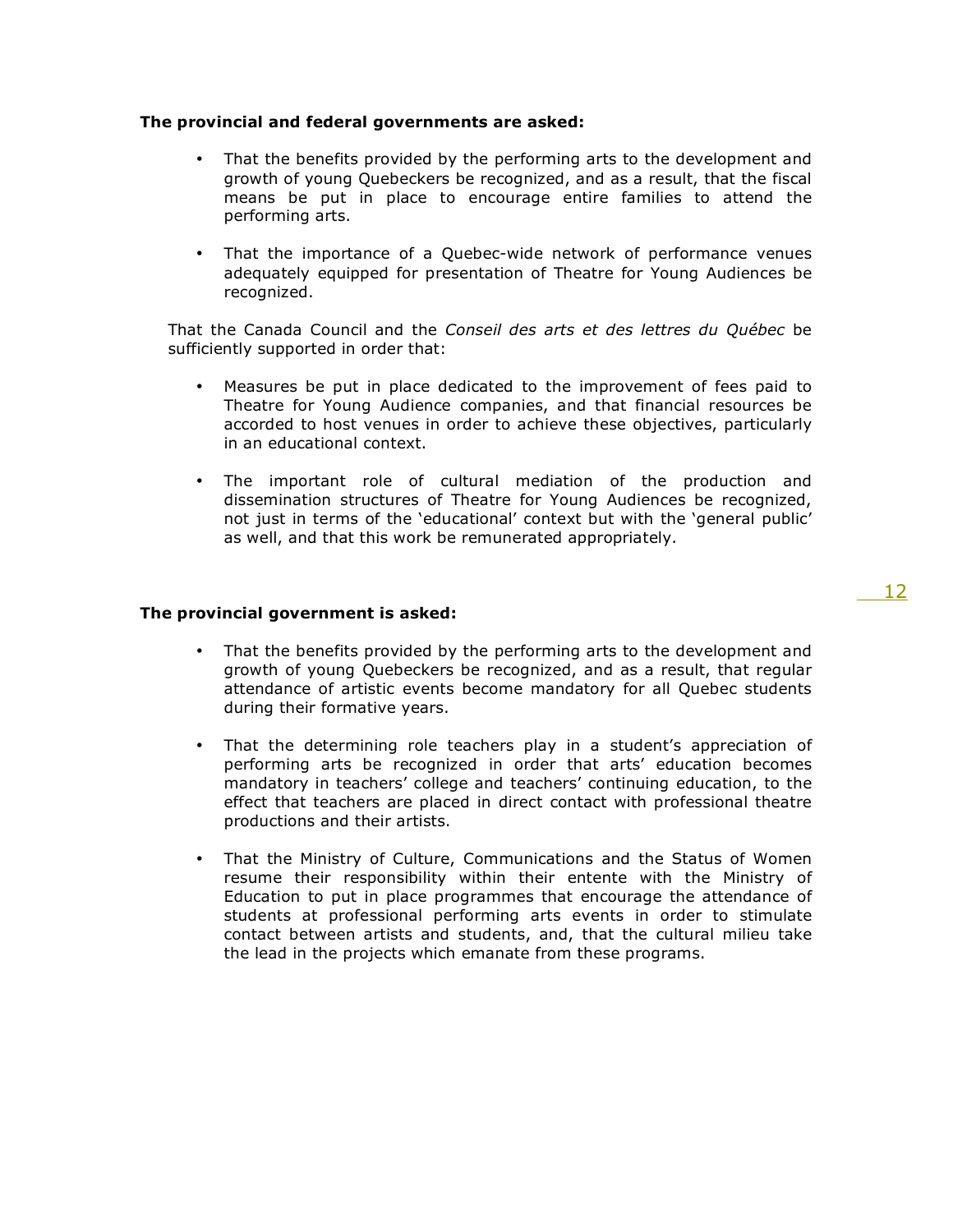**The provincial and federal governments are asked:**

- That the benefits provided by the performing arts to the development and growth of young Quebeckers be recognized, and as a result, that the fiscal means be put in place to encourage entire families to attend the performing arts.

- That the importance of a Quebec-wide network of performance venues adequately equipped for presentation of Theatre for Young Audiences be recognized.

That the Canada Council and the *Conseil des arts et des lettres du Québec* be sufficiently supported in order that:

- Measures be put in place dedicated to the improvement of fees paid to Theatre for Young Audience companies, and that financial resources be accorded to host venues in order to achieve these objectives, particularly in an educational context.

- The important role of cultural mediation of the production and dissemination structures of Theatre for Young Audiences be recognized, not just in terms of the 'educational' context but with the 'general public' as well, and that this work be remunerated appropriately.

**The provincial government is asked:**

- That the benefits provided by the performing arts to the development and growth of young Quebeckers be recognized, and as a result, that regular attendance of artistic events become mandatory for all Quebec students during their formative years.

- That the determining role teachers play in a student's appreciation of performing arts be recognized in order that arts' education becomes mandatory in teachers' college and teachers' continuing education, to the effect that teachers are placed in direct contact with professional theatre productions and their artists.

- That the Ministry of Culture, Communications and the Status of Women resume their responsibility within their entente with the Ministry of Education to put in place programmes that encourage the attendance of students at professional performing arts events in order to stimulate contact between artists and students, and, that the cultural milieu take the lead in the projects which emanate from these programs.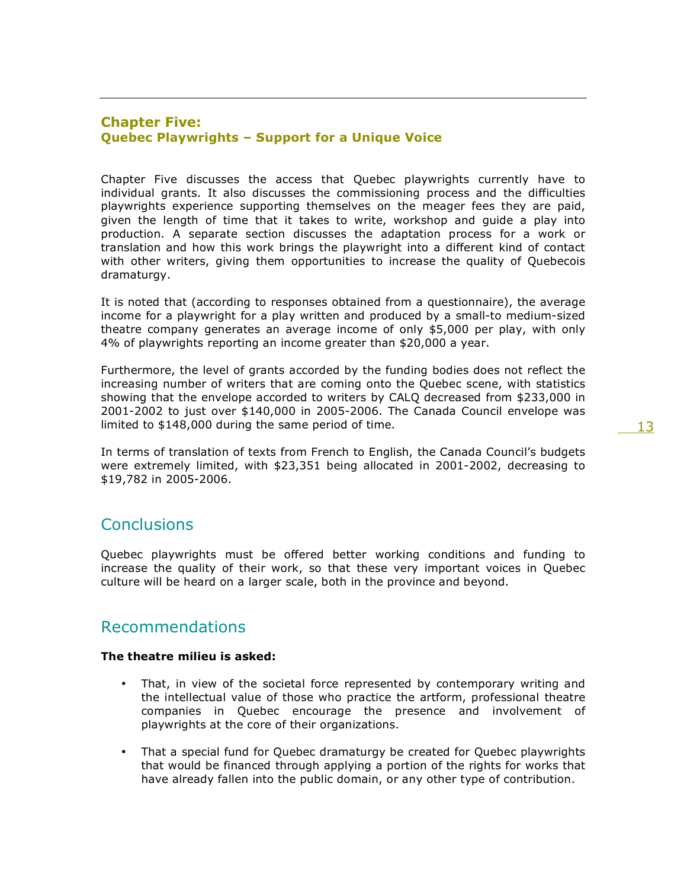## Chapter Five:
## Quebec Playwrights – Support for a Unique Voice

Chapter Five discusses the access that Quebec playwrights currently have to individual grants. It also discusses the commissioning process and the difficulties playwrights experience supporting themselves on the meager fees they are paid, given the length of time that it takes to write, workshop and guide a play into production. A separate section discusses the adaptation process for a work or translation and how this work brings the playwright into a different kind of contact with other writers, giving them opportunities to increase the quality of Quebecois dramaturgy.

It is noted that (according to responses obtained from a questionnaire), the average income for a playwright for a play written and produced by a small-to medium-sized theatre company generates an average income of only $5,000 per play, with only 4% of playwrights reporting an income greater than $20,000 a year.

Furthermore, the level of grants accorded by the funding bodies does not reflect the increasing number of writers that are coming onto the Quebec scene, with statistics showing that the envelope accorded to writers by CALQ decreased from $233,000 in 2001-2002 to just over $140,000 in 2005-2006. The Canada Council envelope was limited to $148,000 during the same period of time.

In terms of translation of texts from French to English, the Canada Council's budgets were extremely limited, with $23,351 being allocated in 2001-2002, decreasing to $19,782 in 2005-2006.

## Conclusions

Quebec playwrights must be offered better working conditions and funding to increase the quality of their work, so that these very important voices in Quebec culture will be heard on a larger scale, both in the province and beyond.

## Recommendations

**The theatre milieu is asked:**

- That, in view of the societal force represented by contemporary writing and the intellectual value of those who practice the artform, professional theatre companies in Quebec encourage the presence and involvement of playwrights at the core of their organizations.
- That a special fund for Quebec dramaturgy be created for Quebec playwrights that would be financed through applying a portion of the rights for works that have already fallen into the public domain, or any other type of contribution.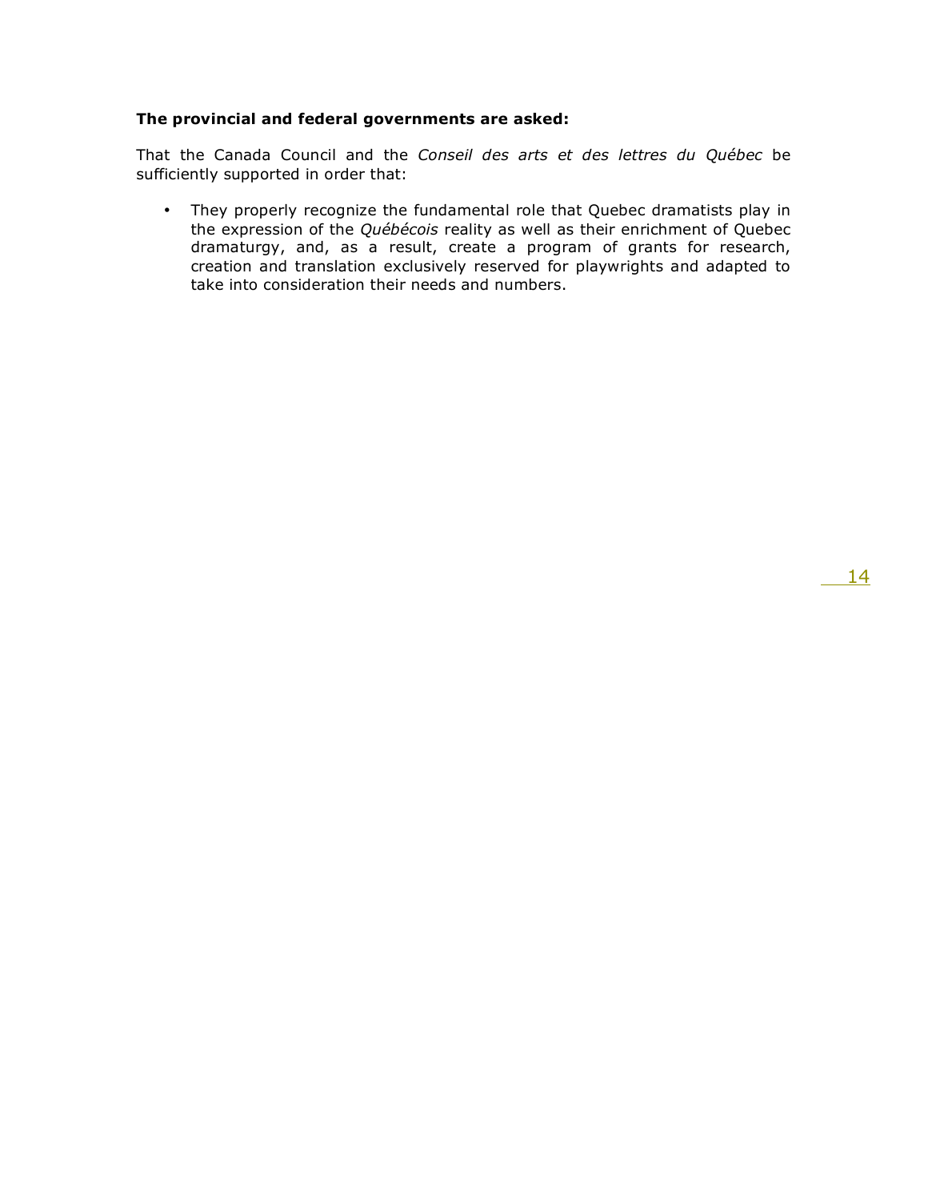**The provincial and federal governments are asked:**

That the Canada Council and the *Conseil des arts et des lettres du Québec* be sufficiently supported in order that:

- They properly recognize the fundamental role that Quebec dramatists play in the expression of the *Québécois* reality as well as their enrichment of Quebec dramaturgy, and, as a result, create a program of grants for research, creation and translation exclusively reserved for playwrights and adapted to take into consideration their needs and numbers.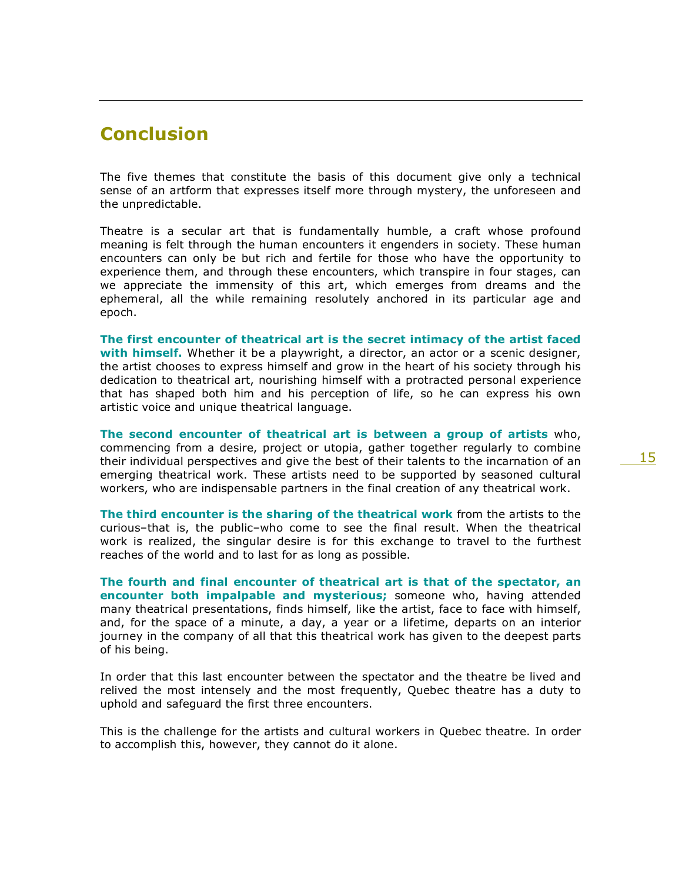# Conclusion

The five themes that constitute the basis of this document give only a technical sense of an artform that expresses itself more through mystery, the unforeseen and the unpredictable.

Theatre is a secular art that is fundamentally humble, a craft whose profound meaning is felt through the human encounters it engenders in society. These human encounters can only be but rich and fertile for those who have the opportunity to experience them, and through these encounters, which transpire in four stages, can we appreciate the immensity of this art, which emerges from dreams and the ephemeral, all the while remaining resolutely anchored in its particular age and epoch.

**The first encounter of theatrical art is the secret intimacy of the artist faced with himself.** Whether it be a playwright, a director, an actor or a scenic designer, the artist chooses to express himself and grow in the heart of his society through his dedication to theatrical art, nourishing himself with a protracted personal experience that has shaped both him and his perception of life, so he can express his own artistic voice and unique theatrical language.

**The second encounter of theatrical art is between a group of artists** who, commencing from a desire, project or utopia, gather together regularly to combine their individual perspectives and give the best of their talents to the incarnation of an emerging theatrical work. These artists need to be supported by seasoned cultural workers, who are indispensable partners in the final creation of any theatrical work.

**The third encounter is the sharing of the theatrical work** from the artists to the curious–that is, the public–who come to see the final result. When the theatrical work is realized, the singular desire is for this exchange to travel to the furthest reaches of the world and to last for as long as possible.

**The fourth and final encounter of theatrical art is that of the spectator, an encounter both impalpable and mysterious;** someone who, having attended many theatrical presentations, finds himself, like the artist, face to face with himself, and, for the space of a minute, a day, a year or a lifetime, departs on an interior journey in the company of all that this theatrical work has given to the deepest parts of his being.

In order that this last encounter between the spectator and the theatre be lived and relived the most intensely and the most frequently, Quebec theatre has a duty to uphold and safeguard the first three encounters.

This is the challenge for the artists and cultural workers in Quebec theatre. In order to accomplish this, however, they cannot do it alone.